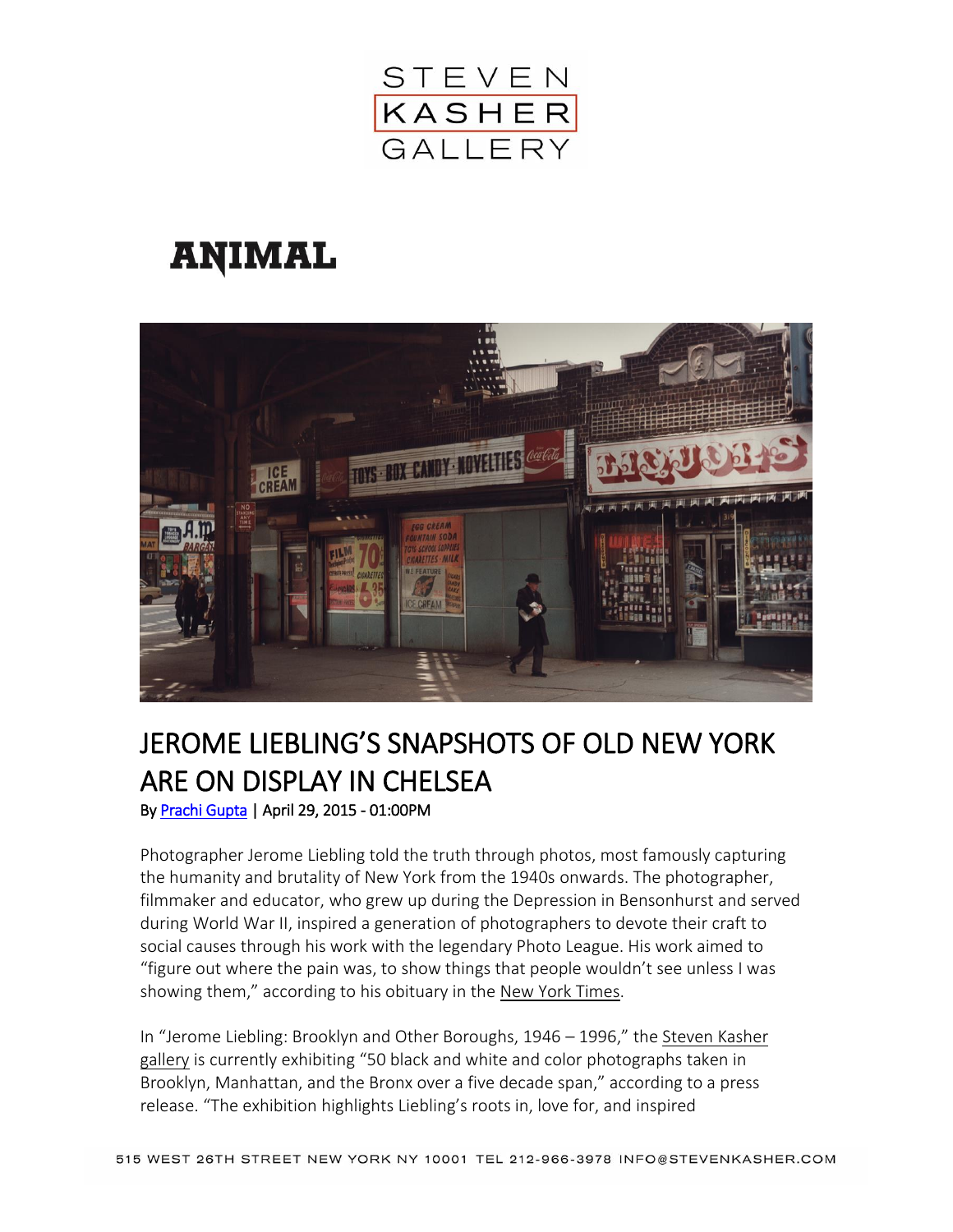STEVEN KASHER GALLERY

ANIMAL

# JEROME LIEBLING'S SNAPSHOTS OF OLD NEW YORK ARE ON DISPLAY IN CHELSEA

By Prachi Gupta | April 29, 2015 - 01:00PM

Photographer Jerome Liebling told the truth through photos, most famously capturing the humanity and brutality of New York from the 1940s onwards. The photographer, filmmaker and educator, who grew up during the Depression in Bensonhurst and served during World War II, inspired a generation of photographers to devote their craft to social causes through his work with the legendary Photo League. His work aimed to "figure out where the pain was, to show things that people wouldn't see unless I was showing them," according to his obituary in the New York Times.

In "Jerome Liebling: Brooklyn and Other Boroughs, 1946 – 1996," the Steven Kasher gallery is currently exhibiting "50 black and white and color photographs taken in Brooklyn, Manhattan, and the Bronx over a five decade span," according to a press release. "The exhibition highlights Liebling's roots in, love for, and inspired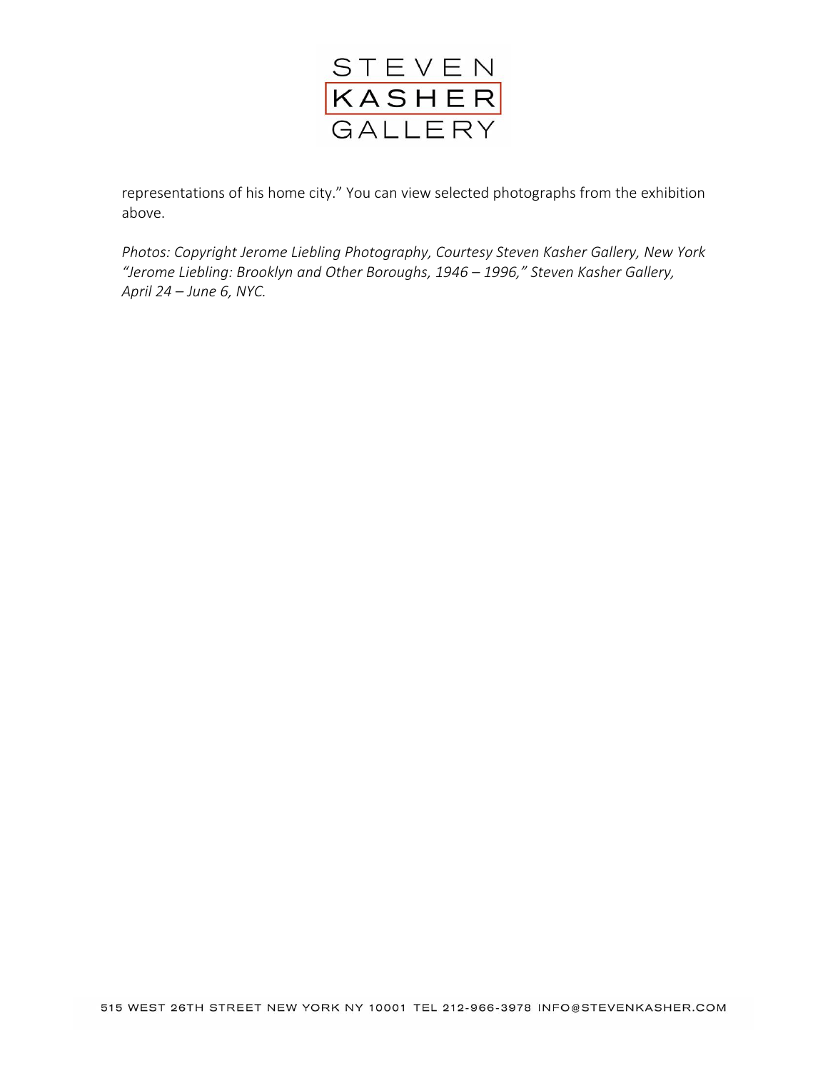representations of his home city." You can view selected photographs from the exhibition above.

*Photos: Copyright Jerome Liebling Photography, Courtesy Steven Kasher Gallery, New York*
*"Jerome Liebling: Brooklyn and Other Boroughs, 1946 – 1996," Steven Kasher Gallery, April 24 – June 6, NYC.*